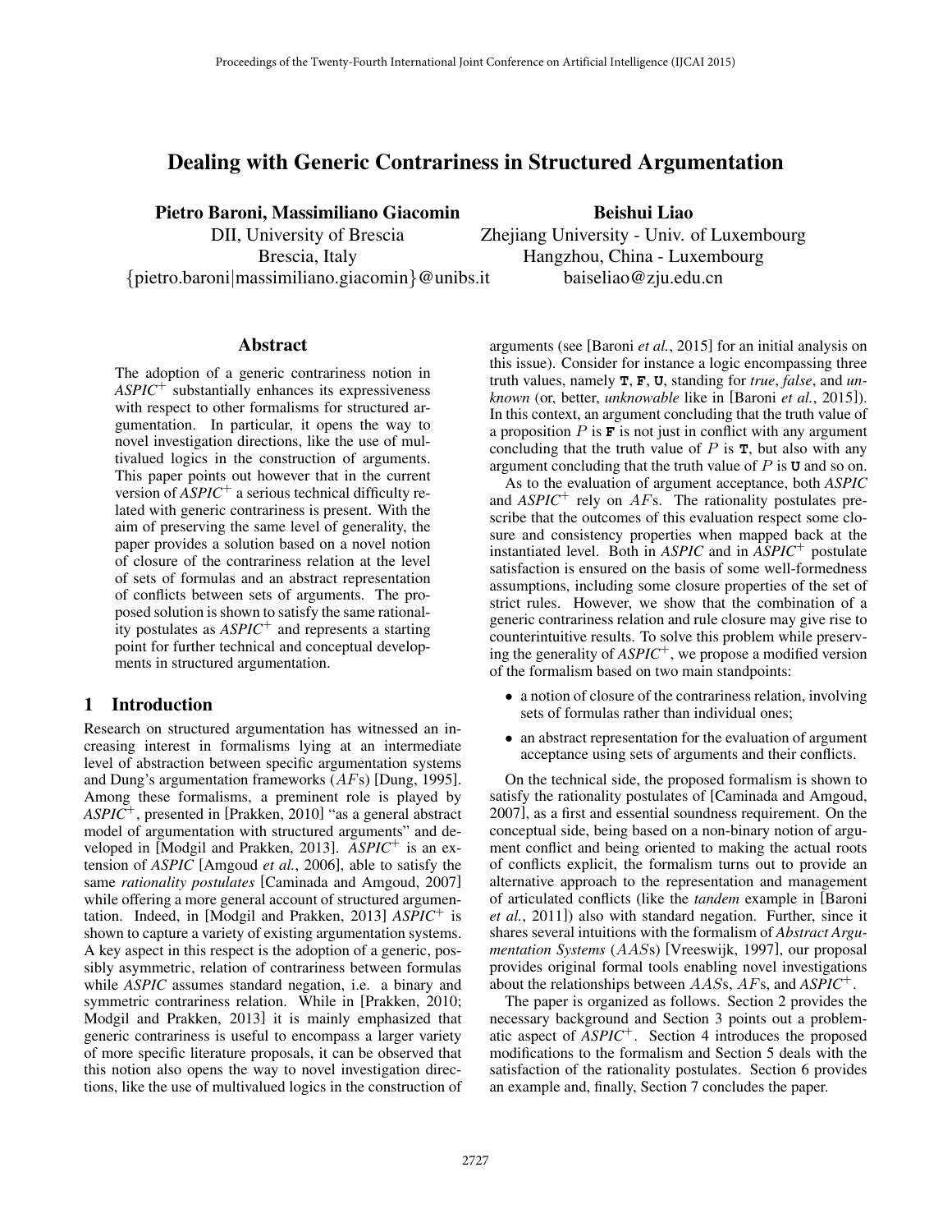# Dealing with Generic Contrariness in Structured Argumentation

**Pietro Baroni, Massimiliano Giacomin**
DII, University of Brescia
Brescia, Italy
{pietro.baroni|massimiliano.giacomin}@unibs.it

**Beishui Liao**
Zhejiang University - Univ. of Luxembourg
Hangzhou, China - Luxembourg
baiseliao@zju.edu.cn

## Abstract

The adoption of a generic contrariness notion in *ASPIC*$^+$ substantially enhances its expressiveness with respect to other formalisms for structured argumentation. In particular, it opens the way to novel investigation directions, like the use of multivalued logics in the construction of arguments. This paper points out however that in the current version of *ASPIC*$^+$ a serious technical difficulty related with generic contrariness is present. With the aim of preserving the same level of generality, the paper provides a solution based on a novel notion of closure of the contrariness relation at the level of sets of formulas and an abstract representation of conflicts between sets of arguments. The proposed solution is shown to satisfy the same rationality postulates as *ASPIC*$^+$ and represents a starting point for further technical and conceptual developments in structured argumentation.

## 1 Introduction

Research on structured argumentation has witnessed an increasing interest in formalisms lying at an intermediate level of abstraction between specific argumentation systems and Dung's argumentation frameworks ($AF$s) [Dung, 1995]. Among these formalisms, a preminent role is played by *ASPIC*$^+$, presented in [Prakken, 2010] "as a general abstract model of argumentation with structured arguments" and developed in [Modgil and Prakken, 2013]. *ASPIC*$^+$ is an extension of *ASPIC* [Amgoud *et al.*, 2006], able to satisfy the same *rationality postulates* [Caminada and Amgoud, 2007] while offering a more general account of structured argumentation. Indeed, in [Modgil and Prakken, 2013] *ASPIC*$^+$ is shown to capture a variety of existing argumentation systems. A key aspect in this respect is the adoption of a generic, possibly asymmetric, relation of contrariness between formulas while *ASPIC* assumes standard negation, i.e. a binary and symmetric contrariness relation. While in [Prakken, 2010; Modgil and Prakken, 2013] it is mainly emphasized that generic contrariness is useful to encompass a larger variety of more specific literature proposals, it can be observed that this notion also opens the way to novel investigation directions, like the use of multivalued logics in the construction of arguments (see [Baroni *et al.*, 2015] for an initial analysis on this issue). Consider for instance a logic encompassing three truth values, namely **T**, **F**, **U**, standing for *true*, *false*, and *unknown* (or, better, *unknowable* like in [Baroni *et al.*, 2015]). In this context, an argument concluding that the truth value of a proposition $P$ is **F** is not just in conflict with any argument concluding that the truth value of $P$ is **T**, but also with any argument concluding that the truth value of $P$ is **U** and so on.

As to the evaluation of argument acceptance, both *ASPIC* and *ASPIC*$^+$ rely on $AF$s. The rationality postulates prescribe that the outcomes of this evaluation respect some closure and consistency properties when mapped back at the instantiated level. Both in *ASPIC* and in *ASPIC*$^+$ postulate satisfaction is ensured on the basis of some well-formedness assumptions, including some closure properties of the set of strict rules. However, we show that the combination of a generic contrariness relation and rule closure may give rise to counterintuitive results. To solve this problem while preserving the generality of *ASPIC*$^+$, we propose a modified version of the formalism based on two main standpoints:

- a notion of closure of the contrariness relation, involving sets of formulas rather than individual ones;
- an abstract representation for the evaluation of argument acceptance using sets of arguments and their conflicts.

On the technical side, the proposed formalism is shown to satisfy the rationality postulates of [Caminada and Amgoud, 2007], as a first and essential soundness requirement. On the conceptual side, being based on a non-binary notion of argument conflict and being oriented to making the actual roots of conflicts explicit, the formalism turns out to provide an alternative approach to the representation and management of articulated conflicts (like the *tandem* example in [Baroni *et al.*, 2011]) also with standard negation. Further, since it shares several intuitions with the formalism of *Abstract Argumentation Systems* ($AAS$s) [Vreeswijk, 1997], our proposal provides original formal tools enabling novel investigations about the relationships between $AAS$s, $AF$s, and *ASPIC*$^+$.

The paper is organized as follows. Section 2 provides the necessary background and Section 3 points out a problematic aspect of *ASPIC*$^+$. Section 4 introduces the proposed modifications to the formalism and Section 5 deals with the satisfaction of the rationality postulates. Section 6 provides an example and, finally, Section 7 concludes the paper.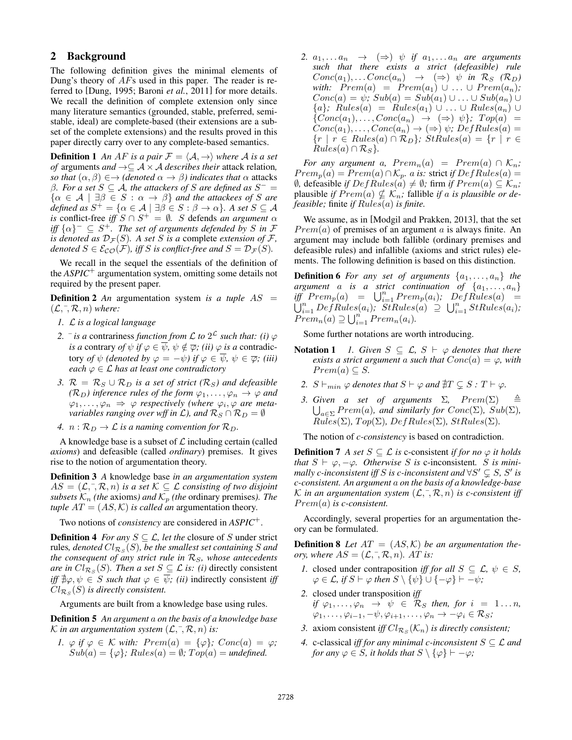## 2 Background

The following definition gives the minimal elements of Dung's theory of $AF$s used in this paper. The reader is referred to [Dung, 1995; Baroni *et al.*, 2011] for more details. We recall the definition of complete extension only since many literature semantics (grounded, stable, preferred, semi-stable, ideal) are complete-based (their extensions are a subset of the complete extensions) and the results proved in this paper directly carry over to any complete-based semantics.

**Definition 1** *An $AF$ is a pair $\mathcal{F} = \langle \mathcal{A}, \rightarrow \rangle$ where $\mathcal{A}$ is a set of* arguments *and $\rightarrow \subseteq \mathcal{A} \times \mathcal{A}$ describes their* attack relation*, so that $(\alpha, \beta) \in \rightarrow$ (denoted $\alpha \rightarrow \beta$) indicates that $\alpha$* attacks *$\beta$. For a set $S \subseteq \mathcal{A}$, the attackers of $S$ are defined as $S^- = \{\alpha \in \mathcal{A} \mid \exists \beta \in S : \alpha \rightarrow \beta\}$ and the attackees of $S$ are defined as $S^+ = \{\alpha \in \mathcal{A} \mid \exists \beta \in S : \beta \rightarrow \alpha\}$. A set $S \subseteq \mathcal{A}$ is* conflict-free *iff $S \cap S^+ = \emptyset$. $S$* defends *an argument $\alpha$ iff $\{\alpha\}^- \subseteq S^+$. The set of arguments defended by $S$ in $\mathcal{F}$ is denoted as $\mathcal{D}_{\mathcal{F}}(S)$. A set $S$ is a* complete *extension of $\mathcal{F}$, denoted $S \in \mathcal{E}_{\mathcal{CO}}(\mathcal{F})$, iff $S$ is conflict-free and $S = \mathcal{D}_{\mathcal{F}}(S)$.*

We recall in the sequel the essentials of the definition of the *ASPIC*$^+$ argumentation system, omitting some details not required by the present paper.

**Definition 2** *An* argumentation system *is a tuple $AS = (\mathcal{L}, \bar{\ }, \mathcal{R}, n)$ where:*

1. *$\mathcal{L}$ is a logical language*
2. *$\bar{\ }$ is a* contrariness *function from $\mathcal{L}$ to $2^{\mathcal{L}}$ such that: (i) $\varphi$ is a* contrary *of $\psi$ if $\varphi \in \overline{\psi}$, $\psi \notin \overline{\varphi}$; (ii) $\varphi$ is a* contradictory *of $\psi$ (denoted by $\varphi = -\psi$) if $\varphi \in \overline{\psi}$, $\psi \in \overline{\varphi}$; (iii) each $\varphi \in \mathcal{L}$ has at least one contradictory*
3. *$\mathcal{R} = \mathcal{R}_S \cup \mathcal{R}_D$ is a set of strict ($\mathcal{R}_S$) and defeasible ($\mathcal{R}_D$) inference rules of the form $\varphi_1, \ldots, \varphi_n \rightarrow \varphi$ and $\varphi_1, \ldots, \varphi_n \Rightarrow \varphi$ respectively (where $\varphi_i, \varphi$ are meta-variables ranging over wff in $\mathcal{L}$), and $\mathcal{R}_S \cap \mathcal{R}_D = \emptyset$*
4. *$n : \mathcal{R}_D \rightarrow \mathcal{L}$ is a naming convention for $\mathcal{R}_D$.*

A knowledge base is a subset of $\mathcal{L}$ including certain (called *axioms*) and defeasible (called *ordinary*) premises. It gives rise to the notion of argumentation theory.

**Definition 3** *A* knowledge base *in an argumentation system $AS = (\mathcal{L}, \bar{\ }, \mathcal{R}, n)$ is a set $\mathcal{K} \subseteq \mathcal{L}$ consisting of two disjoint subsets $\mathcal{K}_n$ (the* axioms*) and $\mathcal{K}_p$ (the* ordinary premises*). The tuple $AT = (AS, \mathcal{K})$ is called an* argumentation theory.

Two notions of *consistency* are considered in *ASPIC*$^+$.

**Definition 4** *For any $S \subseteq \mathcal{L}$, let the* closure of $S$ under strict rules*, denoted $Cl_{\mathcal{R}_S}(S)$, be the smallest set containing $S$ and the consequent of any strict rule in $\mathcal{R}_S$, whose antecedents are in $Cl_{\mathcal{R}_S}(S)$. Then a set $S \subseteq \mathcal{L}$ is: (i)* directly consistent *iff $\nexists \varphi, \psi \in S$ such that $\varphi \in \overline{\psi}$; (ii)* indirectly consistent *iff $Cl_{\mathcal{R}_S}(S)$ is directly consistent.*

Arguments are built from a knowledge base using rules.

**Definition 5** *An argument $a$ on the basis of a knowledge base $\mathcal{K}$ in an argumentation system $(\mathcal{L}, \bar{\ }, \mathcal{R}, n)$ is:*

1. *$\varphi$ if $\varphi \in \mathcal{K}$ with: $Prem(a) = \{\varphi\}$; $Conc(a) = \varphi$; $Sub(a) = \{\varphi\}$; $Rules(a) = \emptyset$; $Top(a) =$ undefined.*
2. *$a_1, \ldots a_n \rightarrow (\Rightarrow)\ \psi$ if $a_1, \ldots a_n$ are arguments such that there exists a strict (defeasible) rule $Conc(a_1), \ldots Conc(a_n) \rightarrow (\Rightarrow)\ \psi$ in $\mathcal{R}_S$ ($\mathcal{R}_D$) with: $Prem(a) = Prem(a_1) \cup \ldots \cup Prem(a_n)$; $Conc(a) = \psi$; $Sub(a) = Sub(a_1) \cup \ldots \cup Sub(a_n) \cup \{a\}$; $Rules(a) = Rules(a_1) \cup \ldots \cup Rules(a_n) \cup \{Conc(a_1), \ldots, Conc(a_n) \rightarrow (\Rightarrow)\ \psi\}$; $Top(a) = Conc(a_1), \ldots, Conc(a_n) \rightarrow (\Rightarrow)\ \psi$; $DefRules(a) = \{r \mid r \in Rules(a) \cap \mathcal{R}_D\}$; $StRules(a) = \{r \mid r \in Rules(a) \cap \mathcal{R}_S\}$.*

*For any argument $a$, $Prem_n(a) = Prem(a) \cap \mathcal{K}_n$; $Prem_p(a) = Prem(a) \cap \mathcal{K}_p$. $a$ is:* strict *if $DefRules(a) = \emptyset$,* defeasible *if $DefRules(a) \neq \emptyset$;* firm *if $Prem(a) \subseteq \mathcal{K}_n$;* plausible *if $Prem(a) \nsubseteq \mathcal{K}_n$;* fallible *if $a$ is plausible or defeasible;* finite *if $Rules(a)$ is finite.*

We assume, as in [Modgil and Prakken, 2013], that the set $Prem(a)$ of premises of an argument $a$ is always finite. An argument may include both fallible (ordinary premises and defeasible rules) and infallible (axioms and strict rules) elements. The following definition is based on this distinction.

**Definition 6** *For any set of arguments $\{a_1, \ldots, a_n\}$ the argument $a$ is a* strict continuation *of $\{a_1, \ldots, a_n\}$ iff $Prem_p(a) = \bigcup_{i=1}^n Prem_p(a_i)$; $DefRules(a) = \bigcup_{i=1}^n DefRules(a_i)$; $StRules(a) \supseteq \bigcup_{i=1}^n StRules(a_i)$; $Prem_n(a) \supseteq \bigcup_{i=1}^n Prem_n(a_i)$.*

Some further notations are worth introducing.

**Notation 1**

1. *Given $S \subseteq \mathcal{L}$, $S \vdash \varphi$ denotes that there exists a strict argument $a$ such that $Conc(a) = \varphi$, with $Prem(a) \subseteq S$.*
2. *$S \vdash_{min} \varphi$ denotes that $S \vdash \varphi$ and $\nexists T \subsetneq S : T \vdash \varphi$.*
3. *Given a set of arguments $\Sigma$, $Prem(\Sigma) \triangleq \bigcup_{a \in \Sigma} Prem(a)$, and similarly for $Conc(\Sigma)$, $Sub(\Sigma)$, $Rules(\Sigma)$, $Top(\Sigma)$, $DefRules(\Sigma)$, $StRules(\Sigma)$.*

The notion of *c-consistency* is based on contradiction.

**Definition 7** *A set $S \subseteq \mathcal{L}$ is* c-consistent *if for no $\varphi$ it holds that $S \vdash \varphi, -\varphi$. Otherwise $S$ is* c-inconsistent*. $S$ is minimally c-inconsistent iff $S$ is c-inconsistent and $\forall S' \subsetneq S$, $S'$ is c-consistent. An argument $a$ on the basis of a knowledge-base $\mathcal{K}$ in an argumentation system $(\mathcal{L}, \bar{\ }, \mathcal{R}, n)$ is c-consistent iff $Prem(a)$ is c-consistent.*

Accordingly, several properties for an argumentation theory can be formulated.

**Definition 8** *Let $AT = (AS, \mathcal{K})$ be an argumentation theory, where $AS = (\mathcal{L}, \bar{\ }, \mathcal{R}, n)$. $AT$ is:*

1. closed under contraposition *iff for all $S \subseteq \mathcal{L}$, $\psi \in S$, $\varphi \in \mathcal{L}$, if $S \vdash \varphi$ then $S \setminus \{\psi\} \cup \{-\varphi\} \vdash -\psi$;*
2. closed under transposition *iff if $\varphi_1, \ldots, \varphi_n \rightarrow \psi \in \mathcal{R}_S$ then, for $i = 1 \ldots n$, $\varphi_1, \ldots, \varphi_{i-1}, -\psi, \varphi_{i+1}, \ldots, \varphi_n \rightarrow -\varphi_i \in \mathcal{R}_S$;*
3. axiom consistent *iff $Cl_{\mathcal{R}_S}(\mathcal{K}_n)$ is directly consistent;*
4. c-classical *iff for any minimal c-inconsistent $S \subseteq \mathcal{L}$ and for any $\varphi \in S$, it holds that $S \setminus \{\varphi\} \vdash -\varphi$;*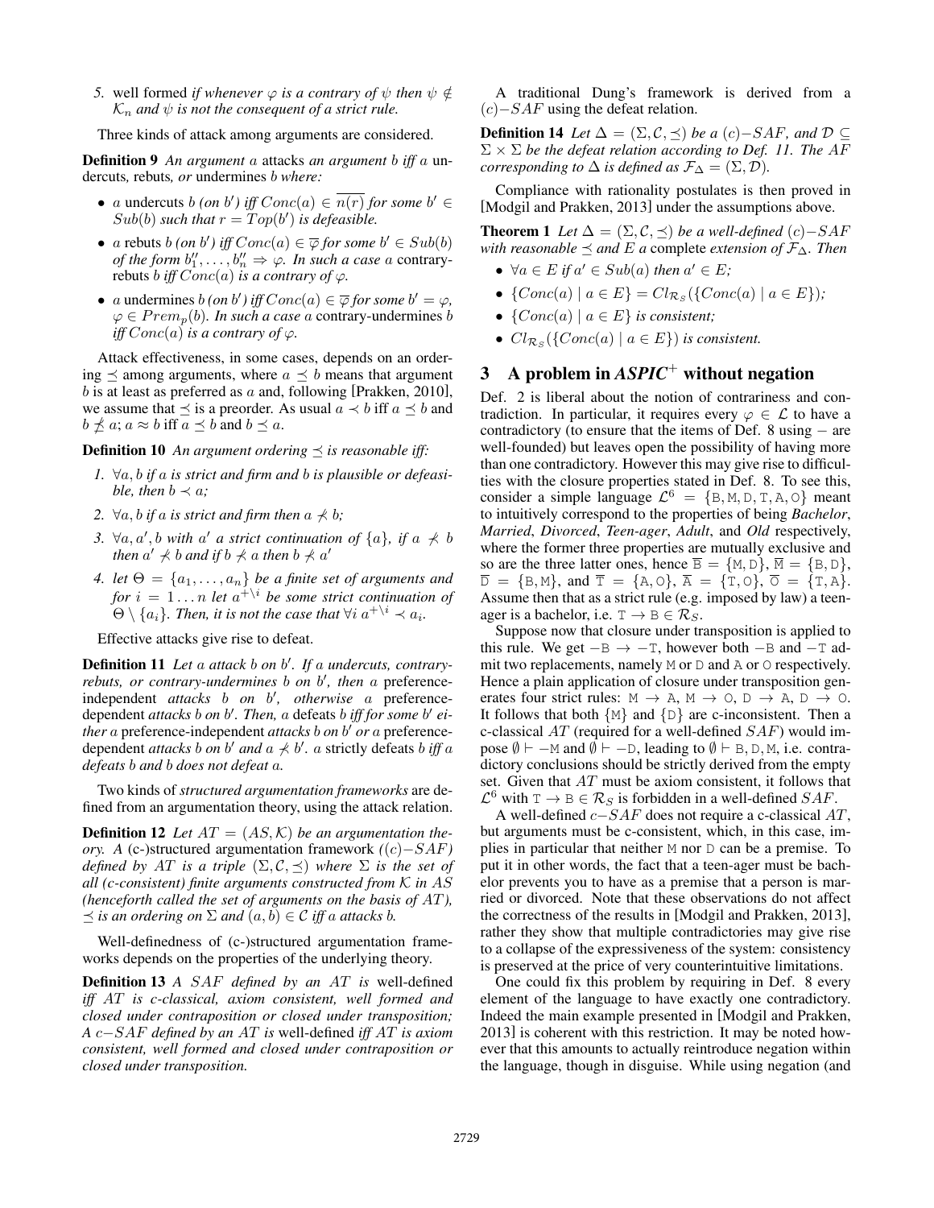5. well formed *if whenever $\varphi$ is a contrary of $\psi$ then $\psi \notin \mathcal{K}_n$ and $\psi$ is not the consequent of a strict rule.*

Three kinds of attack among arguments are considered.

**Definition 9** *An argument $a$* attacks *an argument $b$ iff $a$* undercuts*,* rebuts*, or* undermines *$b$ where:*

- *$a$* undercuts *$b$ (on $b'$) iff $Conc(a) \in \overline{n(r)}$ for some $b' \in Sub(b)$ such that $r = Top(b')$ is defeasible.*
- *$a$* rebuts *$b$ (on $b'$) iff $Conc(a) \in \overline{\varphi}$ for some $b' \in Sub(b)$ of the form $b''_1, \ldots, b''_n \Rightarrow \varphi$. In such a case $a$* contrary-rebuts *$b$ iff $Conc(a)$ is a contrary of $\varphi$.*
- *$a$* undermines *$b$ (on $b'$) iff $Conc(a) \in \overline{\varphi}$ for some $b' = \varphi$, $\varphi \in Prem_p(b)$. In such a case $a$* contrary-undermines *$b$ iff $Conc(a)$ is a contrary of $\varphi$.*

Attack effectiveness, in some cases, depends on an ordering $\preceq$ among arguments, where $a \preceq b$ means that argument $b$ is at least as preferred as $a$ and, following [Prakken, 2010], we assume that $\preceq$ is a preorder. As usual $a \prec b$ iff $a \preceq b$ and $b \npreceq a$; $a \approx b$ iff $a \preceq b$ and $b \preceq a$.

**Definition 10** *An argument ordering $\preceq$ is reasonable iff:*

1. *$\forall a, b$ if $a$ is strict and firm and $b$ is plausible or defeasible, then $b \prec a$;*
2. *$\forall a, b$ if $a$ is strict and firm then $a \nprec b$;*
3. *$\forall a, a', b$ with $a'$ a strict continuation of $\{a\}$, if $a \nprec b$ then $a' \nprec b$ and if $b \nprec a$ then $b \nprec a'$*
4. *let $\Theta = \{a_1, \ldots, a_n\}$ be a finite set of arguments and for $i = 1 \ldots n$ let $a^{+\backslash i}$ be some strict continuation of $\Theta \setminus \{a_i\}$. Then, it is not the case that $\forall i\ a^{+\backslash i} \prec a_i$.*

Effective attacks give rise to defeat.

**Definition 11** *Let $a$ attack $b$ on $b'$. If $a$ undercuts, contrary-rebuts, or contrary-undermines $b$ on $b'$, then $a$* preference-independent *attacks $b$ on $b'$, otherwise $a$* preference-dependent *attacks $b$ on $b'$. Then, $a$* defeats *$b$ iff for some $b'$ either $a$* preference-independent *attacks $b$ on $b'$ or $a$* preference-dependent *attacks $b$ on $b'$ and $a \nprec b'$. $a$* strictly defeats *$b$ iff $a$ defeats $b$ and $b$ does not defeat $a$.*

Two kinds of *structured argumentation frameworks* are defined from an argumentation theory, using the attack relation.

**Definition 12** *Let $AT = (AS, \mathcal{K})$ be an argumentation theory. A* (c-)structured argumentation framework *($(c)-SAF$) defined by $AT$ is a triple $(\Sigma, \mathcal{C}, \preceq)$ where $\Sigma$ is the set of all (c-consistent) finite arguments constructed from $\mathcal{K}$ in $AS$ (henceforth called the set of arguments on the basis of $AT$), $\preceq$ is an ordering on $\Sigma$ and $(a, b) \in \mathcal{C}$ iff $a$ attacks $b$.*

Well-definedness of (c-)structured argumentation frameworks depends on the properties of the underlying theory.

**Definition 13** *A $SAF$ defined by an $AT$ is* well-defined *iff $AT$ is c-classical, axiom consistent, well formed and closed under contraposition or closed under transposition; A $c-SAF$ defined by an $AT$ is* well-defined *iff $AT$ is axiom consistent, well formed and closed under contraposition or closed under transposition.*

A traditional Dung's framework is derived from a $(c)-SAF$ using the defeat relation.

**Definition 14** *Let $\Delta = (\Sigma, \mathcal{C}, \preceq)$ be a $(c)-SAF$, and $\mathcal{D} \subseteq \Sigma \times \Sigma$ be the defeat relation according to Def. 11. The $AF$ corresponding to $\Delta$ is defined as $\mathcal{F}_\Delta = (\Sigma, \mathcal{D})$.*

Compliance with rationality postulates is then proved in [Modgil and Prakken, 2013] under the assumptions above.

**Theorem 1** *Let $\Delta = (\Sigma, \mathcal{C}, \preceq)$ be a well-defined $(c)-SAF$ with reasonable $\preceq$ and $E$ a* complete *extension of $\mathcal{F}_\Delta$. Then*

- *$\forall a \in E$ if $a' \in Sub(a)$ then $a' \in E$;*
- *$\{Conc(a) \mid a \in E\} = Cl_{\mathcal{R}_S}(\{Conc(a) \mid a \in E\})$;*
- *$\{Conc(a) \mid a \in E\}$ is consistent;*
- *$Cl_{\mathcal{R}_S}(\{Conc(a) \mid a \in E\})$ is consistent.*

## 3 A problem in *ASPIC*$^+$ without negation

Def. 2 is liberal about the notion of contrariness and contradiction. In particular, it requires every $\varphi \in \mathcal{L}$ to have a contradictory (to ensure that the items of Def. 8 using $-$ are well-founded) but leaves open the possibility of having more than one contradictory. However this may give rise to difficulties with the closure properties stated in Def. 8. To see this, consider a simple language $\mathcal{L}^6 = \{\mathtt{B}, \mathtt{M}, \mathtt{D}, \mathtt{T}, \mathtt{A}, \mathtt{O}\}$ meant to intuitively correspond to the properties of being *Bachelor*, *Married*, *Divorced*, *Teen-ager*, *Adult*, and *Old* respectively, where the former three properties are mutually exclusive and so are the three latter ones, hence $\overline{\mathtt{B}} = \{\mathtt{M}, \mathtt{D}\}$, $\overline{\mathtt{M}} = \{\mathtt{B}, \mathtt{D}\}$, $\overline{\mathtt{D}} = \{\mathtt{B}, \mathtt{M}\}$, and $\overline{\mathtt{T}} = \{\mathtt{A}, \mathtt{O}\}$, $\overline{\mathtt{A}} = \{\mathtt{T}, \mathtt{O}\}$, $\overline{\mathtt{O}} = \{\mathtt{T}, \mathtt{A}\}$. Assume then that as a strict rule (e.g. imposed by law) a teen-ager is a bachelor, i.e. $\mathtt{T} \rightarrow \mathtt{B} \in \mathcal{R}_S$.

Suppose now that closure under transposition is applied to this rule. We get $-\mathtt{B} \rightarrow -\mathtt{T}$, however both $-\mathtt{B}$ and $-\mathtt{T}$ admit two replacements, namely $\mathtt{M}$ or $\mathtt{D}$ and $\mathtt{A}$ or $\mathtt{O}$ respectively. Hence a plain application of closure under transposition generates four strict rules: $\mathtt{M} \rightarrow \mathtt{A}$, $\mathtt{M} \rightarrow \mathtt{O}$, $\mathtt{D} \rightarrow \mathtt{A}$, $\mathtt{D} \rightarrow \mathtt{O}$. It follows that both $\{\mathtt{M}\}$ and $\{\mathtt{D}\}$ are c-inconsistent. Then a c-classical $AT$ (required for a well-defined $SAF$) would impose $\emptyset \vdash -\mathtt{M}$ and $\emptyset \vdash -\mathtt{D}$, leading to $\emptyset \vdash \mathtt{B}, \mathtt{D}, \mathtt{M}$, i.e. contradictory conclusions should be strictly derived from the empty set. Given that $AT$ must be axiom consistent, it follows that $\mathcal{L}^6$ with $\mathtt{T} \rightarrow \mathtt{B} \in \mathcal{R}_S$ is forbidden in a well-defined $SAF$.

A well-defined $c-SAF$ does not require a c-classical $AT$, but arguments must be c-consistent, which, in this case, implies in particular that neither $\mathtt{M}$ nor $\mathtt{D}$ can be a premise. To put it in other words, the fact that a teen-ager must be bachelor prevents you to have as a premise that a person is married or divorced. Note that these observations do not affect the correctness of the results in [Modgil and Prakken, 2013], rather they show that multiple contradictories may give rise to a collapse of the expressiveness of the system: consistency is preserved at the price of very counterintuitive limitations.

One could fix this problem by requiring in Def. 8 every element of the language to have exactly one contradictory. Indeed the main example presented in [Modgil and Prakken, 2013] is coherent with this restriction. It may be noted however that this amounts to actually reintroduce negation within the language, though in disguise. While using negation (and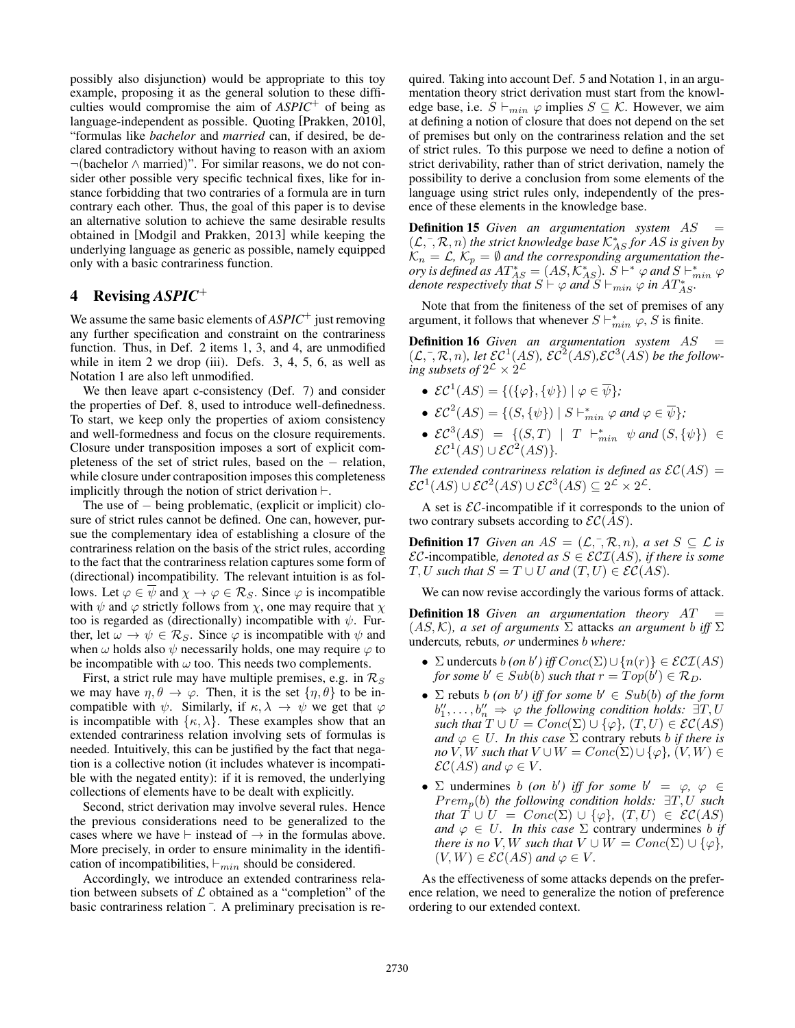possibly also disjunction) would be appropriate to this toy example, proposing it as the general solution to these difficulties would compromise the aim of *ASPIC*$^+$ of being as language-independent as possible. Quoting [Prakken, 2010], "formulas like *bachelor* and *married* can, if desired, be declared contradictory without having to reason with an axiom $\neg$(bachelor $\wedge$ married)". For similar reasons, we do not consider other possible very specific technical fixes, like for instance forbidding that two contraries of a formula are in turn contrary each other. Thus, the goal of this paper is to devise an alternative solution to achieve the same desirable results obtained in [Modgil and Prakken, 2013] while keeping the underlying language as generic as possible, namely equipped only with a basic contrariness function.

## 4 Revising *ASPIC*$^+$

We assume the same basic elements of *ASPIC*$^+$ just removing any further specification and constraint on the contrariness function. Thus, in Def. 2 items 1, 3, and 4, are unmodified while in item 2 we drop (iii). Defs. 3, 4, 5, 6, as well as Notation 1 are also left unmodified.

We then leave apart c-consistency (Def. 7) and consider the properties of Def. 8, used to introduce well-definedness. To start, we keep only the properties of axiom consistency and well-formedness and focus on the closure requirements. Closure under transposition imposes a sort of explicit completeness of the set of strict rules, based on the $-$ relation, while closure under contraposition imposes this completeness implicitly through the notion of strict derivation $\vdash$.

The use of $-$ being problematic, (explicit or implicit) closure of strict rules cannot be defined. One can, however, pursue the complementary idea of establishing a closure of the contrariness relation on the basis of the strict rules, according to the fact that the contrariness relation captures some form of (directional) incompatibility. The relevant intuition is as follows. Let $\varphi \in \overline{\psi}$ and $\chi \to \varphi \in \mathcal{R}_S$. Since $\varphi$ is incompatible with $\psi$ and $\varphi$ strictly follows from $\chi$, one may require that $\chi$ too is regarded as (directionally) incompatible with $\psi$. Further, let $\omega \to \psi \in \mathcal{R}_S$. Since $\varphi$ is incompatible with $\psi$ and when $\omega$ holds also $\psi$ necessarily holds, one may require $\varphi$ to be incompatible with $\omega$ too. This needs two complements.

First, a strict rule may have multiple premises, e.g. in $\mathcal{R}_S$ we may have $\eta, \theta \to \varphi$. Then, it is the set $\{\eta, \theta\}$ to be incompatible with $\psi$. Similarly, if $\kappa, \lambda \to \psi$ we get that $\varphi$ is incompatible with $\{\kappa, \lambda\}$. These examples show that an extended contrariness relation involving sets of formulas is needed. Intuitively, this can be justified by the fact that negation is a collective notion (it includes whatever is incompatible with the negated entity): if it is removed, the underlying collections of elements have to be dealt with explicitly.

Second, strict derivation may involve several rules. Hence the previous considerations need to be generalized to the cases where we have $\vdash$ instead of $\to$ in the formulas above. More precisely, in order to ensure minimality in the identification of incompatibilities, $\vdash_{min}$ should be considered.

Accordingly, we introduce an extended contrariness relation between subsets of $\mathcal{L}$ obtained as a "completion" of the basic contrariness relation $^-$. A preliminary precisation is required. Taking into account Def. 5 and Notation 1, in an argumentation theory strict derivation must start from the knowledge base, i.e. $S \vdash_{min} \varphi$ implies $S \subseteq \mathcal{K}$. However, we aim at defining a notion of closure that does not depend on the set of premises but only on the contrariness relation and the set of strict rules. To this purpose we need to define a notion of strict derivability, rather than of strict derivation, namely the possibility to derive a conclusion from some elements of the language using strict rules only, independently of the presence of these elements in the knowledge base.

**Definition 15** *Given an argumentation system $AS = (\mathcal{L}, ^-, \mathcal{R}, n)$ the strict knowledge base $\mathcal{K}^*_{AS}$ for $AS$ is given by $\mathcal{K}_n = \mathcal{L}$, $\mathcal{K}_p = \emptyset$ and the corresponding argumentation theory is defined as $AT^*_{AS} = (AS, \mathcal{K}^*_{AS})$. $S \vdash^* \varphi$ and $S \vdash^*_{min} \varphi$ denote respectively that $S \vdash \varphi$ and $S \vdash_{min} \varphi$ in $AT^*_{AS}$.*

Note that from the finiteness of the set of premises of any argument, it follows that whenever $S \vdash^*_{min} \varphi$, $S$ is finite.

**Definition 16** *Given an argumentation system $AS = (\mathcal{L}, ^-, \mathcal{R}, n)$, let $\mathcal{EC}^1(AS)$, $\mathcal{EC}^2(AS)$, $\mathcal{EC}^3(AS)$ be the following subsets of $2^{\mathcal{L}} \times 2^{\mathcal{L}}$*

- $\mathcal{EC}^1(AS) = \{(\{\varphi\}, \{\psi\}) \mid \varphi \in \overline{\psi}\}$*;*
- $\mathcal{EC}^2(AS) = \{(S, \{\psi\}) \mid S \vdash^*_{min} \varphi \text{ and } \varphi \in \overline{\psi}\}$*;*
- $\mathcal{EC}^3(AS) = \{(S, T) \mid T \vdash^*_{min} \psi \text{ and } (S, \{\psi\}) \in \mathcal{EC}^1(AS) \cup \mathcal{EC}^2(AS)\}$*.*

*The extended contrariness relation is defined as $\mathcal{EC}(AS) = \mathcal{EC}^1(AS) \cup \mathcal{EC}^2(AS) \cup \mathcal{EC}^3(AS) \subseteq 2^{\mathcal{L}} \times 2^{\mathcal{L}}$.*

A set is $\mathcal{EC}$-incompatible if it corresponds to the union of two contrary subsets according to $\mathcal{EC}(AS)$.

**Definition 17** *Given an $AS = (\mathcal{L}, ^-, \mathcal{R}, n)$, a set $S \subseteq \mathcal{L}$ is* $\mathcal{EC}$-incompatible*, denoted as $S \in \mathcal{ECI}(AS)$, if there is some $T, U$ such that $S = T \cup U$ and $(T, U) \in \mathcal{EC}(AS)$.*

We can now revise accordingly the various forms of attack.

**Definition 18** *Given an argumentation theory $AT = (AS, \mathcal{K})$, a set of arguments $\Sigma$* attacks *an argument $b$ iff $\Sigma$* undercuts*,* rebuts*, or* undermines *$b$ where:*

- *$\Sigma$* undercuts *$b$ (on $b'$) iff $Conc(\Sigma) \cup \{n(r)\} \in \mathcal{ECI}(AS)$ for some $b' \in Sub(b)$ such that $r = Top(b') \in \mathcal{R}_D$.*
- *$\Sigma$* rebuts *$b$ (on $b'$) iff for some $b' \in Sub(b)$ of the form $b''_1, \ldots, b''_n \Rightarrow \varphi$ the following condition holds: $\exists T, U$ such that $T \cup U = Conc(\Sigma) \cup \{\varphi\}$, $(T, U) \in \mathcal{EC}(AS)$ and $\varphi \in U$. In this case $\Sigma$* contrary rebuts *$b$ if there is no $V, W$ such that $V \cup W = Conc(\Sigma) \cup \{\varphi\}$, $(V, W) \in \mathcal{EC}(AS)$ and $\varphi \in V$.*
- *$\Sigma$* undermines *$b$ (on $b'$) iff for some $b' = \varphi$, $\varphi \in Prem_p(b)$ the following condition holds: $\exists T, U$ such that $T \cup U = Conc(\Sigma) \cup \{\varphi\}$, $(T, U) \in \mathcal{EC}(AS)$ and $\varphi \in U$. In this case $\Sigma$* contrary undermines *$b$ if there is no $V, W$ such that $V \cup W = Conc(\Sigma) \cup \{\varphi\}$, $(V, W) \in \mathcal{EC}(AS)$ and $\varphi \in V$.*

As the effectiveness of some attacks depends on the preference relation, we need to generalize the notion of preference ordering to our extended context.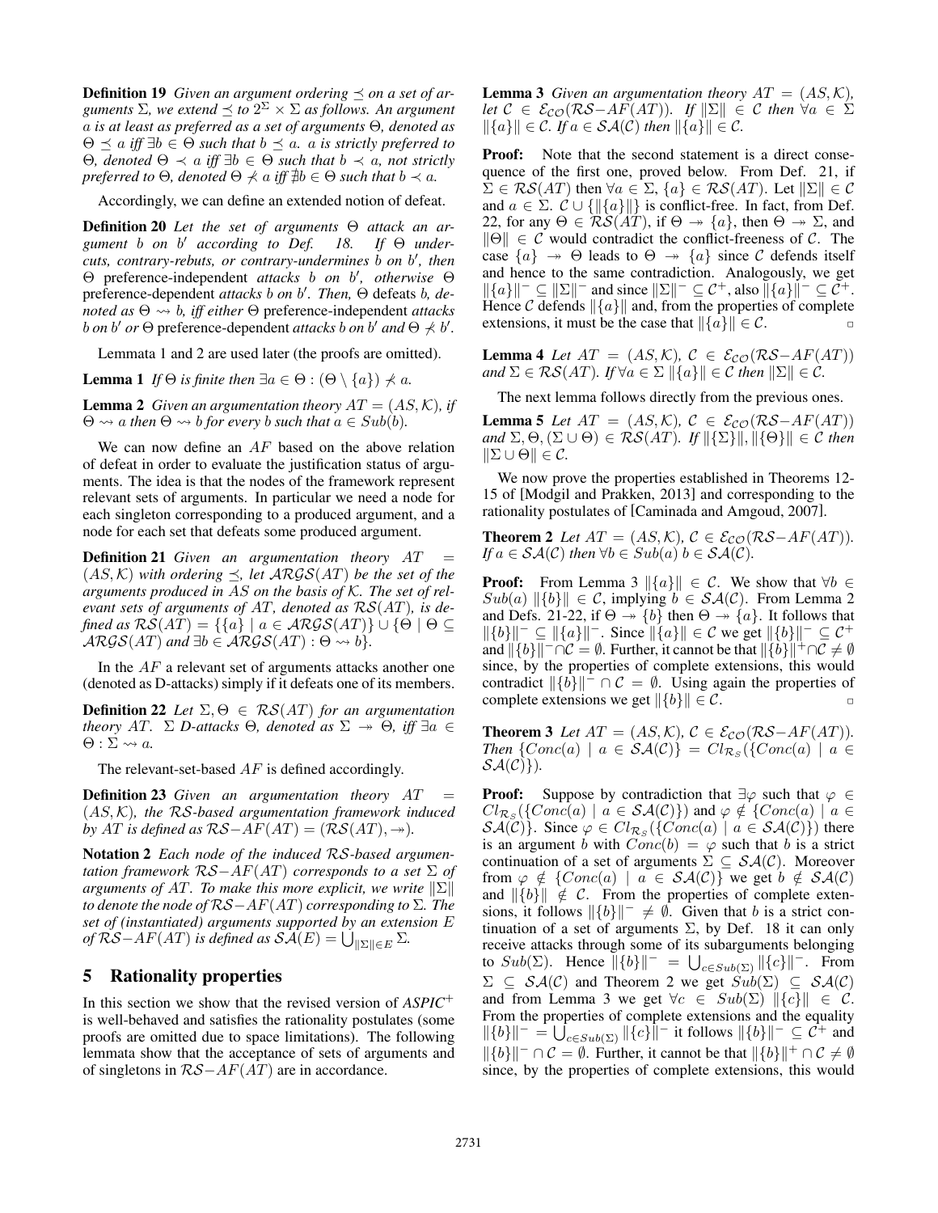**Definition 19** *Given an argument ordering $\preceq$ on a set of arguments $\Sigma$, we extend $\preceq$ to $2^\Sigma \times \Sigma$ as follows. An argument $a$ is at least as preferred as a set of arguments $\Theta$, denoted as $\Theta \preceq a$ iff $\exists b \in \Theta$ such that $b \preceq a$. $a$ is strictly preferred to $\Theta$, denoted $\Theta \prec a$ iff $\exists b \in \Theta$ such that $b \prec a$, not strictly preferred to $\Theta$, denoted $\Theta \nprec a$ iff $\nexists b \in \Theta$ such that $b \prec a$.*

Accordingly, we can define an extended notion of defeat.

**Definition 20** *Let the set of arguments $\Theta$ attack an argument $b$ on $b'$ according to Def. 18. If $\Theta$ undercuts, contrary-rebuts, or contrary-undermines $b$ on $b'$, then $\Theta$* preference-independent *attacks $b$ on $b'$, otherwise $\Theta$* preference-dependent *attacks $b$ on $b'$. Then, $\Theta$ defeats $b$, denoted as $\Theta \rightsquigarrow b$, iff either $\Theta$* preference-independent *attacks $b$ on $b'$ or $\Theta$* preference-dependent *attacks $b$ on $b'$ and $\Theta \nprec b'$.*

Lemmata 1 and 2 are used later (the proofs are omitted).

**Lemma 1** *If $\Theta$ is finite then $\exists a \in \Theta : (\Theta \setminus \{a\}) \nprec a$.*

**Lemma 2** *Given an argumentation theory $AT = (AS, \mathcal{K})$, if $\Theta \rightsquigarrow a$ then $\Theta \rightsquigarrow b$ for every $b$ such that $a \in Sub(b)$.*

We can now define an $AF$ based on the above relation of defeat in order to evaluate the justification status of arguments. The idea is that the nodes of the framework represent relevant sets of arguments. In particular we need a node for each singleton corresponding to a produced argument, and a node for each set that defeats some produced argument.

**Definition 21** *Given an argumentation theory $AT = (AS, \mathcal{K})$ with ordering $\preceq$, let $\mathcal{ARGS}(AT)$ be the set of the arguments produced in $AS$ on the basis of $\mathcal{K}$. The set of relevant sets of arguments of $AT$, denoted as $\mathcal{RS}(AT)$, is defined as $\mathcal{RS}(AT) = \{\{a\} \mid a \in \mathcal{ARGS}(AT)\} \cup \{\Theta \mid \Theta \subseteq \mathcal{ARGS}(AT)$ and $\exists b \in \mathcal{ARGS}(AT) : \Theta \rightsquigarrow b\}$.*

In the $AF$ a relevant set of arguments attacks another one (denoted as D-attacks) simply if it defeats one of its members.

**Definition 22** *Let $\Sigma, \Theta \in \mathcal{RS}(AT)$ for an argumentation theory $AT$. $\Sigma$ D-attacks $\Theta$, denoted as $\Sigma \twoheadrightarrow \Theta$, iff $\exists a \in \Theta : \Sigma \rightsquigarrow a$.*

The relevant-set-based $AF$ is defined accordingly.

**Definition 23** *Given an argumentation theory $AT = (AS, \mathcal{K})$, the $\mathcal{RS}$-based argumentation framework induced by $AT$ is defined as $\mathcal{RS}{-}AF(AT) = (\mathcal{RS}(AT), \twoheadrightarrow)$.*

**Notation 2** *Each node of the induced $\mathcal{RS}$-based argumentation framework $\mathcal{RS}{-}AF(AT)$ corresponds to a set $\Sigma$ of arguments of $AT$. To make this more explicit, we write $\|\Sigma\|$ to denote the node of $\mathcal{RS}{-}AF(AT)$ corresponding to $\Sigma$. The set of (instantiated) arguments supported by an extension $E$ of $\mathcal{RS}{-}AF(AT)$ is defined as $\mathcal{SA}(E) = \bigcup_{\|\Sigma\| \in E} \Sigma$.*

## 5 Rationality properties

In this section we show that the revised version of *ASPIC*$^+$ is well-behaved and satisfies the rationality postulates (some proofs are omitted due to space limitations). The following lemmata show that the acceptance of sets of arguments and of singletons in $\mathcal{RS}{-}AF(AT)$ are in accordance.

**Lemma 3** *Given an argumentation theory $AT = (AS, \mathcal{K})$, let $\mathcal{C} \in \mathcal{E}_{\mathcal{CO}}(\mathcal{RS}{-}AF(AT))$. If $\|\Sigma\| \in \mathcal{C}$ then $\forall a \in \Sigma$ $\|\{a\}\| \in \mathcal{C}$. If $a \in \mathcal{SA}(\mathcal{C})$ then $\|\{a\}\| \in \mathcal{C}$.*

**Proof:** Note that the second statement is a direct consequence of the first one, proved below. From Def. 21, if $\Sigma \in \mathcal{RS}(AT)$ then $\forall a \in \Sigma$, $\{a\} \in \mathcal{RS}(AT)$. Let $\|\Sigma\| \in \mathcal{C}$ and $a \in \Sigma$. $\mathcal{C} \cup \{\|\{a\}\|\}$ is conflict-free. In fact, from Def. 22, for any $\Theta \in \mathcal{RS}(AT)$, if $\Theta \twoheadrightarrow \{a\}$, then $\Theta \twoheadrightarrow \Sigma$, and $\|\Theta\| \in \mathcal{C}$ would contradict the conflict-freeness of $\mathcal{C}$. The case $\{a\} \twoheadrightarrow \Theta$ leads to $\Theta \twoheadrightarrow \{a\}$ since $\mathcal{C}$ defends itself and hence to the same contradiction. Analogously, we get $\|\{a\}\|^- \subseteq \|\Sigma\|^-$ and since $\|\Sigma\|^- \subseteq \mathcal{C}^+$, also $\|\{a\}\|^- \subseteq \mathcal{C}^+$. Hence $\mathcal{C}$ defends $\|\{a\}\|$ and, from the properties of complete extensions, it must be the case that $\|\{a\}\| \in \mathcal{C}$. $\square$

**Lemma 4** *Let $AT = (AS, \mathcal{K})$, $\mathcal{C} \in \mathcal{E}_{\mathcal{CO}}(\mathcal{RS}{-}AF(AT))$ and $\Sigma \in \mathcal{RS}(AT)$. If $\forall a \in \Sigma$ $\|\{a\}\| \in \mathcal{C}$ then $\|\Sigma\| \in \mathcal{C}$.*

The next lemma follows directly from the previous ones.

**Lemma 5** *Let $AT = (AS, \mathcal{K})$, $\mathcal{C} \in \mathcal{E}_{\mathcal{CO}}(\mathcal{RS}{-}AF(AT))$ and $\Sigma, \Theta, (\Sigma \cup \Theta) \in \mathcal{RS}(AT)$. If $\|\{\Sigma\}\|, \|\{\Theta\}\| \in \mathcal{C}$ then $\|\Sigma \cup \Theta\| \in \mathcal{C}$.*

We now prove the properties established in Theorems 12-15 of [Modgil and Prakken, 2013] and corresponding to the rationality postulates of [Caminada and Amgoud, 2007].

**Theorem 2** *Let $AT = (AS, \mathcal{K})$, $\mathcal{C} \in \mathcal{E}_{\mathcal{CO}}(\mathcal{RS}{-}AF(AT))$. If $a \in \mathcal{SA}(\mathcal{C})$ then $\forall b \in Sub(a)$ $b \in \mathcal{SA}(\mathcal{C})$.*

**Proof:** From Lemma 3 $\|\{a\}\| \in \mathcal{C}$. We show that $\forall b \in Sub(a)$ $\|\{b\}\| \in \mathcal{C}$, implying $b \in \mathcal{SA}(\mathcal{C})$. From Lemma 2 and Defs. 21-22, if $\Theta \twoheadrightarrow \{b\}$ then $\Theta \twoheadrightarrow \{a\}$. It follows that $\|\{b\}\|^- \subseteq \|\{a\}\|^-$. Since $\|\{a\}\| \in \mathcal{C}$ we get $\|\{b\}\|^- \subseteq \mathcal{C}^+$ and $\|\{b\}\|^- \cap \mathcal{C} = \emptyset$. Further, it cannot be that $\|\{b\}\|^+ \cap \mathcal{C} \neq \emptyset$ since, by the properties of complete extensions, this would contradict $\|\{b\}\|^- \cap \mathcal{C} = \emptyset$. Using again the properties of complete extensions we get $\|\{b\}\| \in \mathcal{C}$. $\square$

**Theorem 3** *Let $AT = (AS, \mathcal{K})$, $\mathcal{C} \in \mathcal{E}_{\mathcal{CO}}(\mathcal{RS}{-}AF(AT))$. Then $\{Conc(a) \mid a \in \mathcal{SA}(\mathcal{C})\} = Cl_{\mathcal{R}_S}(\{Conc(a) \mid a \in \mathcal{SA}(\mathcal{C})\})$.*

**Proof:** Suppose by contradiction that $\exists \varphi$ such that $\varphi \in Cl_{\mathcal{R}_S}(\{Conc(a) \mid a \in \mathcal{SA}(\mathcal{C})\})$ and $\varphi \notin \{Conc(a) \mid a \in \mathcal{SA}(\mathcal{C})\}$. Since $\varphi \in Cl_{\mathcal{R}_S}(\{Conc(a) \mid a \in \mathcal{SA}(\mathcal{C})\})$ there is an argument $b$ with $Conc(b) = \varphi$ such that $b$ is a strict continuation of a set of arguments $\Sigma \subseteq \mathcal{SA}(\mathcal{C})$. Moreover from $\varphi \notin \{Conc(a) \mid a \in \mathcal{SA}(\mathcal{C})\}$ we get $b \notin \mathcal{SA}(\mathcal{C})$ and $\|\{b\}\| \notin \mathcal{C}$. From the properties of complete extensions, it follows $\|\{b\}\|^- \neq \emptyset$. Given that $b$ is a strict continuation of a set of arguments $\Sigma$, by Def. 18 it can only receive attacks through some of its subarguments belonging to $Sub(\Sigma)$. Hence $\|\{b\}\|^- = \bigcup_{c \in Sub(\Sigma)} \|\{c\}\|^-$. From $\Sigma \subseteq \mathcal{SA}(\mathcal{C})$ and Theorem 2 we get $Sub(\Sigma) \subseteq \mathcal{SA}(\mathcal{C})$ and from Lemma 3 we get $\forall c \in Sub(\Sigma)$ $\|\{c\}\| \in \mathcal{C}$. From the properties of complete extensions and the equality $\|\{b\}\|^- = \bigcup_{c \in Sub(\Sigma)} \|\{c\}\|^-$ it follows $\|\{b\}\|^- \subseteq \mathcal{C}^+$ and $\|\{b\}\|^- \cap \mathcal{C} = \emptyset$. Further, it cannot be that $\|\{b\}\|^+ \cap \mathcal{C} \neq \emptyset$ since, by the properties of complete extensions, this would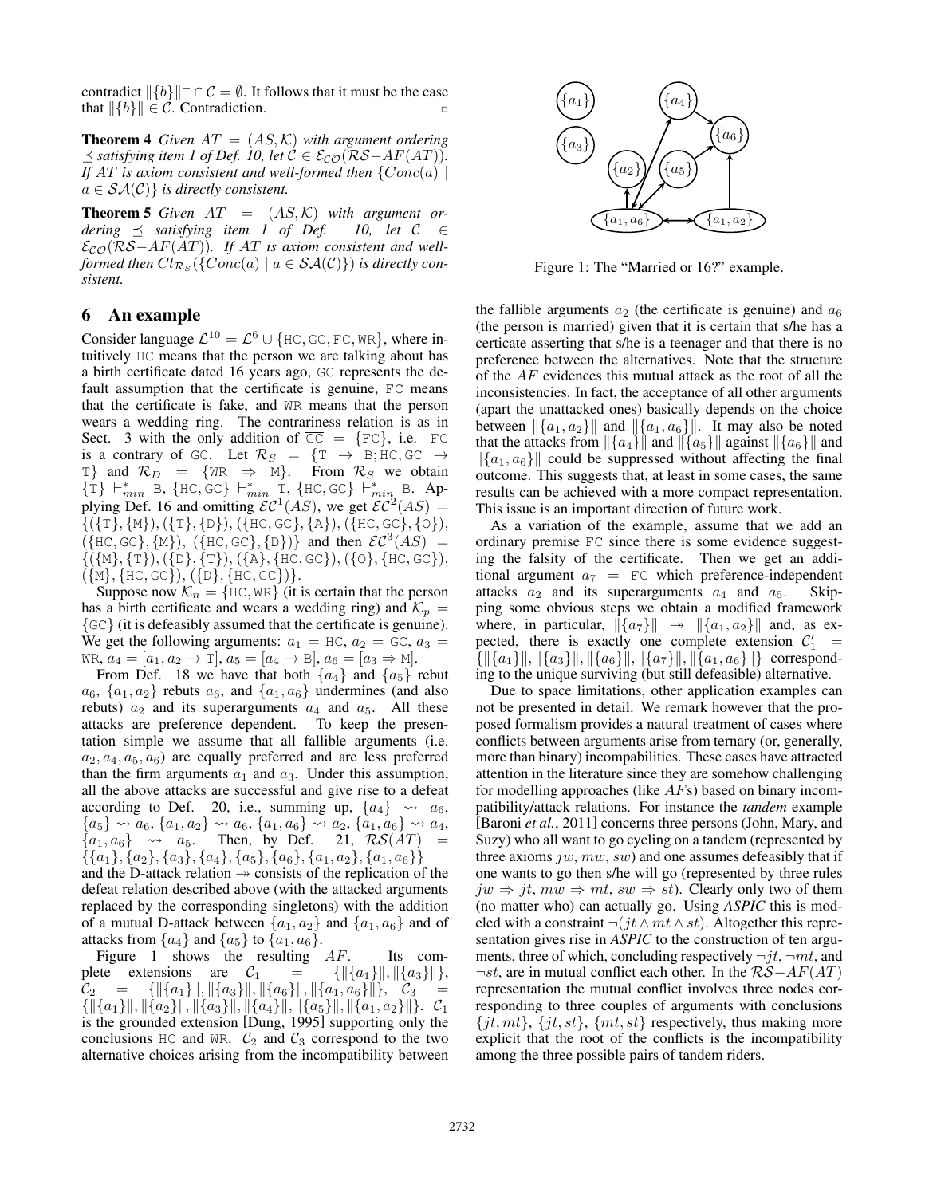contradict $\|\{b\}\|^- \cap \mathcal{C} = \emptyset$. It follows that it must be the case that $\|\{b\}\| \in \mathcal{C}$. Contradiction. □

**Theorem 4** *Given $AT = (AS, \mathcal{K})$ with argument ordering $\preceq$ satisfying item 1 of Def. 10, let $\mathcal{C} \in \mathcal{E}_{\mathcal{CO}}(\mathcal{RS}{-}AF(AT))$. If $AT$ is axiom consistent and well-formed then $\{Conc(a) \mid a \in \mathcal{SA}(\mathcal{C})\}$ is directly consistent.*

**Theorem 5** *Given $AT = (AS, \mathcal{K})$ with argument ordering $\preceq$ satisfying item 1 of Def. 10, let $\mathcal{C} \in \mathcal{E}_{\mathcal{CO}}(\mathcal{RS}{-}AF(AT))$. If $AT$ is axiom consistent and well-formed then $Cl_{\mathcal{R}_S}(\{Conc(a) \mid a \in \mathcal{SA}(\mathcal{C})\})$ is directly consistent.*

## 6 An example

Consider language $\mathcal{L}^{10} = \mathcal{L}^6 \cup \{\texttt{HC}, \texttt{GC}, \texttt{FC}, \texttt{WR}\}$, where intuitively HC means that the person we are talking about has a birth certificate dated 16 years ago, GC represents the default assumption that the certificate is genuine, FC means that the certificate is fake, and WR means that the person wears a wedding ring. The contrariness relation is as in Sect. 3 with the only addition of $\overline{\texttt{GC}} = \{\texttt{FC}\}$, i.e. FC is a contrary of GC. Let $\mathcal{R}_S = \{\texttt{T} \rightarrow \texttt{B}; \texttt{HC}, \texttt{GC} \rightarrow \texttt{T}\}$ and $\mathcal{R}_D = \{\texttt{WR} \Rightarrow \texttt{M}\}$. From $\mathcal{R}_S$ we obtain $\{\texttt{T}\} \vdash^*_{min} \texttt{B}$, $\{\texttt{HC}, \texttt{GC}\} \vdash^*_{min} \texttt{T}$, $\{\texttt{HC}, \texttt{GC}\} \vdash^*_{min} \texttt{B}$. Applying Def. 16 and omitting $\mathcal{EC}^1(AS)$, we get $\mathcal{EC}^2(AS) = \{(\{\texttt{T}\}, \{\texttt{M}\}), (\{\texttt{T}\}, \{\texttt{D}\}), (\{\texttt{HC}, \texttt{GC}\}, \{\texttt{A}\}), (\{\texttt{HC}, \texttt{GC}\}, \{\texttt{O}\}), (\{\texttt{HC}, \texttt{GC}\}, \{\texttt{M}\}), (\{\texttt{HC}, \texttt{GC}\}, \{\texttt{D}\})\}$ and then $\mathcal{EC}^3(AS) = \{(\{\texttt{M}\}, \{\texttt{T}\}), (\{\texttt{D}\}, \{\texttt{T}\}), (\{\texttt{A}\}, \{\texttt{HC}, \texttt{GC}\}), (\{\texttt{O}\}, \{\texttt{HC}, \texttt{GC}\}), (\{\texttt{M}\}, \{\texttt{HC}, \texttt{GC}\}), (\{\texttt{D}\}, \{\texttt{HC}, \texttt{GC}\})\}$.

Suppose now $\mathcal{K}_n = \{\texttt{HC}, \texttt{WR}\}$ (it is certain that the person has a birth certificate and wears a wedding ring) and $\mathcal{K}_p = \{\texttt{GC}\}$ (it is defeasibly assumed that the certificate is genuine). We get the following arguments: $a_1 = \texttt{HC}$, $a_2 = \texttt{GC}$, $a_3 = \texttt{WR}$, $a_4 = [a_1, a_2 \rightarrow \texttt{T}]$, $a_5 = [a_4 \rightarrow \texttt{B}]$, $a_6 = [a_3 \Rightarrow \texttt{M}]$.

From Def. 18 we have that both $\{a_4\}$ and $\{a_5\}$ rebut $a_6$, $\{a_1, a_2\}$ rebuts $a_6$, and $\{a_1, a_6\}$ undermines (and also rebuts) $a_2$ and its superarguments $a_4$ and $a_5$. All these attacks are preference dependent. To keep the presentation simple we assume that all fallible arguments (i.e. $a_2, a_4, a_5, a_6$) are equally preferred and are less preferred than the firm arguments $a_1$ and $a_3$. Under this assumption, all the above attacks are successful and give rise to a defeat according to Def. 20, i.e., summing up, $\{a_4\} \rightsquigarrow a_6$, $\{a_5\} \rightsquigarrow a_6$, $\{a_1, a_2\} \rightsquigarrow a_6$, $\{a_1, a_6\} \rightsquigarrow a_2$, $\{a_1, a_6\} \rightsquigarrow a_4$, $\{a_1, a_6\} \rightsquigarrow a_5$. Then, by Def. 21, $\mathcal{RS}(AT) = \{\{a_1\}, \{a_2\}, \{a_3\}, \{a_4\}, \{a_5\}, \{a_6\}, \{a_1, a_2\}, \{a_1, a_6\}\}$ and the D-attack relation $\twoheadrightarrow$ consists of the replication of the defeat relation described above (with the attacked arguments replaced by the corresponding singletons) with the addition of a mutual D-attack between $\{a_1, a_2\}$ and $\{a_1, a_6\}$ and of attacks from $\{a_4\}$ and $\{a_5\}$ to $\{a_1, a_6\}$.

Figure 1 shows the resulting $AF$. Its complete extensions are $\mathcal{C}_1 = \{\|\{a_1\}\|, \|\{a_3\}\|\}$, $\mathcal{C}_2 = \{\|\{a_1\}\|, \|\{a_3\}\|, \|\{a_6\}\|, \|\{a_1, a_6\}\|\}$, $\mathcal{C}_3 = \{\|\{a_1\}\|, \|\{a_2\}\|, \|\{a_3\}\|, \|\{a_4\}\|, \|\{a_5\}\|, \|\{a_1, a_2\}\|\}$. $\mathcal{C}_1$ is the grounded extension [Dung, 1995] supporting only the conclusions HC and WR. $\mathcal{C}_2$ and $\mathcal{C}_3$ correspond to the two alternative choices arising from the incompatibility between the fallible arguments $a_2$ (the certificate is genuine) and $a_6$ (the person is married) given that it is certain that s/he has a certicate asserting that s/he is a teenager and that there is no preference between the alternatives. Note that the structure of the $AF$ evidences this mutual attack as the root of all the inconsistencies. In fact, the acceptance of all other arguments (apart the unattacked ones) basically depends on the choice between $\|\{a_1, a_2\}\|$ and $\|\{a_1, a_6\}\|$. It may also be noted that the attacks from $\|\{a_4\}\|$ and $\|\{a_5\}\|$ against $\|\{a_6\}\|$ and $\|\{a_1, a_6\}\|$ could be suppressed without affecting the final outcome. This suggests that, at least in some cases, the same results can be achieved with a more compact representation. This issue is an important direction of future work.

Figure 1: The "Married or 16?" example.

As a variation of the example, assume that we add an ordinary premise FC since there is some evidence suggesting the falsity of the certificate. Then we get an additional argument $a_7 = \texttt{FC}$ which preference-independent attacks $a_2$ and its superarguments $a_4$ and $a_5$. Skipping some obvious steps we obtain a modified framework where, in particular, $\|\{a_7\}\| \twoheadrightarrow \|\{a_1, a_2\}\|$ and, as expected, there is exactly one complete extension $\mathcal{C}'_1 = \{\|\{a_1\}\|, \|\{a_3\}\|, \|\{a_6\}\|, \|\{a_7\}\|, \|\{a_1, a_6\}\|\}$ corresponding to the unique surviving (but still defeasible) alternative.

Due to space limitations, other application examples can not be presented in detail. We remark however that the proposed formalism provides a natural treatment of cases where conflicts between arguments arise from ternary (or, generally, more than binary) incompabilities. These cases have attracted attention in the literature since they are somehow challenging for modelling approaches (like $AF$s) based on binary incompatibility/attack relations. For instance the *tandem* example [Baroni *et al.*, 2011] concerns three persons (John, Mary, and Suzy) who all want to go cycling on a tandem (represented by three axioms $jw$, $mw$, $sw$) and one assumes defeasibly that if one wants to go then s/he will go (represented by three rules $jw \Rightarrow jt$, $mw \Rightarrow mt$, $sw \Rightarrow st$). Clearly only two of them (no matter who) can actually go. Using *ASPIC* this is modeled with a constraint $\neg(jt \wedge mt \wedge st)$. Altogether this representation gives rise in *ASPIC* to the construction of ten arguments, three of which, concluding respectively $\neg jt$, $\neg mt$, and $\neg st$, are in mutual conflict each other. In the $\mathcal{RS}{-}AF(AT)$ representation the mutual conflict involves three nodes corresponding to three couples of arguments with conclusions $\{jt, mt\}$, $\{jt, st\}$, $\{mt, st\}$ respectively, thus making more explicit that the root of the conflicts is the incompatibility among the three possible pairs of tandem riders.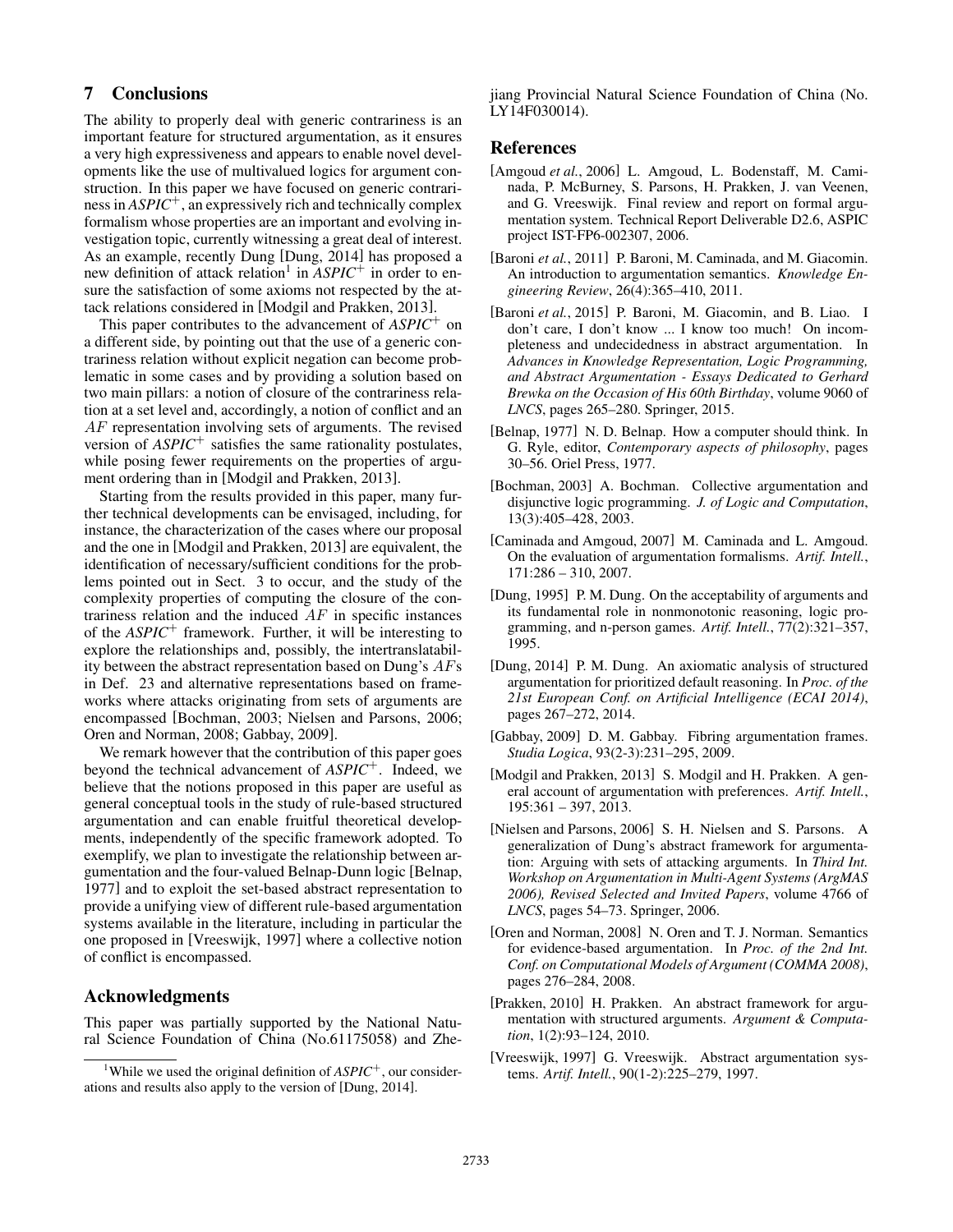## 7 Conclusions

The ability to properly deal with generic contrariness is an important feature for structured argumentation, as it ensures a very high expressiveness and appears to enable novel developments like the use of multivalued logics for argument construction. In this paper we have focused on generic contrariness in *ASPIC*$^+$, an expressively rich and technically complex formalism whose properties are an important and evolving investigation topic, currently witnessing a great deal of interest. As an example, recently Dung [Dung, 2014] has proposed a new definition of attack relation[1] in *ASPIC*$^+$ in order to ensure the satisfaction of some axioms not respected by the attack relations considered in [Modgil and Prakken, 2013].

This paper contributes to the advancement of *ASPIC*$^+$ on a different side, by pointing out that the use of a generic contrariness relation without explicit negation can become problematic in some cases and by providing a solution based on two main pillars: a notion of closure of the contrariness relation at a set level and, accordingly, a notion of conflict and an $AF$ representation involving sets of arguments. The revised version of *ASPIC*$^+$ satisfies the same rationality postulates, while posing fewer requirements on the properties of argument ordering than in [Modgil and Prakken, 2013].

Starting from the results provided in this paper, many further technical developments can be envisaged, including, for instance, the characterization of the cases where our proposal and the one in [Modgil and Prakken, 2013] are equivalent, the identification of necessary/sufficient conditions for the problems pointed out in Sect. 3 to occur, and the study of the complexity properties of computing the closure of the contrariness relation and the induced $AF$ in specific instances of the *ASPIC*$^+$ framework. Further, it will be interesting to explore the relationships and, possibly, the intertranslatability between the abstract representation based on Dung's $AF$s in Def. 23 and alternative representations based on frameworks where attacks originating from sets of arguments are encompassed [Bochman, 2003; Nielsen and Parsons, 2006; Oren and Norman, 2008; Gabbay, 2009].

We remark however that the contribution of this paper goes beyond the technical advancement of *ASPIC*$^+$. Indeed, we believe that the notions proposed in this paper are useful as general conceptual tools in the study of rule-based structured argumentation and can enable fruitful theoretical developments, independently of the specific framework adopted. To exemplify, we plan to investigate the relationship between argumentation and the four-valued Belnap-Dunn logic [Belnap, 1977] and to exploit the set-based abstract representation to provide a unifying view of different rule-based argumentation systems available in the literature, including in particular the one proposed in [Vreeswijk, 1997] where a collective notion of conflict is encompassed.

[1] While we used the original definition of *ASPIC*$^+$, our considerations and results also apply to the version of [Dung, 2014].

## Acknowledgments

This paper was partially supported by the National Natural Science Foundation of China (No.61175058) and Zhejiang Provincial Natural Science Foundation of China (No. LY14F030014).

## References

[Amgoud *et al.*, 2006] L. Amgoud, L. Bodenstaff, M. Caminada, P. McBurney, S. Parsons, H. Prakken, J. van Veenen, and G. Vreeswijk. Final review and report on formal argumentation system. Technical Report Deliverable D2.6, ASPIC project IST-FP6-002307, 2006.

[Baroni *et al.*, 2011] P. Baroni, M. Caminada, and M. Giacomin. An introduction to argumentation semantics. *Knowledge Engineering Review*, 26(4):365–410, 2011.

[Baroni *et al.*, 2015] P. Baroni, M. Giacomin, and B. Liao. I don't care, I don't know ... I know too much! On incompleteness and undecidedness in abstract argumentation. In *Advances in Knowledge Representation, Logic Programming, and Abstract Argumentation - Essays Dedicated to Gerhard Brewka on the Occasion of His 60th Birthday*, volume 9060 of *LNCS*, pages 265–280. Springer, 2015.

[Belnap, 1977] N. D. Belnap. How a computer should think. In G. Ryle, editor, *Contemporary aspects of philosophy*, pages 30–56. Oriel Press, 1977.

[Bochman, 2003] A. Bochman. Collective argumentation and disjunctive logic programming. *J. of Logic and Computation*, 13(3):405–428, 2003.

[Caminada and Amgoud, 2007] M. Caminada and L. Amgoud. On the evaluation of argumentation formalisms. *Artif. Intell.*, 171:286 – 310, 2007.

[Dung, 1995] P. M. Dung. On the acceptability of arguments and its fundamental role in nonmonotonic reasoning, logic programming, and n-person games. *Artif. Intell.*, 77(2):321–357, 1995.

[Dung, 2014] P. M. Dung. An axiomatic analysis of structured argumentation for prioritized default reasoning. In *Proc. of the 21st European Conf. on Artificial Intelligence (ECAI 2014)*, pages 267–272, 2014.

[Gabbay, 2009] D. M. Gabbay. Fibring argumentation frames. *Studia Logica*, 93(2-3):231–295, 2009.

[Modgil and Prakken, 2013] S. Modgil and H. Prakken. A general account of argumentation with preferences. *Artif. Intell.*, 195:361 – 397, 2013.

[Nielsen and Parsons, 2006] S. H. Nielsen and S. Parsons. A generalization of Dung's abstract framework for argumentation: Arguing with sets of attacking arguments. In *Third Int. Workshop on Argumentation in Multi-Agent Systems (ArgMAS 2006), Revised Selected and Invited Papers*, volume 4766 of *LNCS*, pages 54–73. Springer, 2006.

[Oren and Norman, 2008] N. Oren and T. J. Norman. Semantics for evidence-based argumentation. In *Proc. of the 2nd Int. Conf. on Computational Models of Argument (COMMA 2008)*, pages 276–284, 2008.

[Prakken, 2010] H. Prakken. An abstract framework for argumentation with structured arguments. *Argument & Computation*, 1(2):93–124, 2010.

[Vreeswijk, 1997] G. Vreeswijk. Abstract argumentation systems. *Artif. Intell.*, 90(1-2):225–279, 1997.